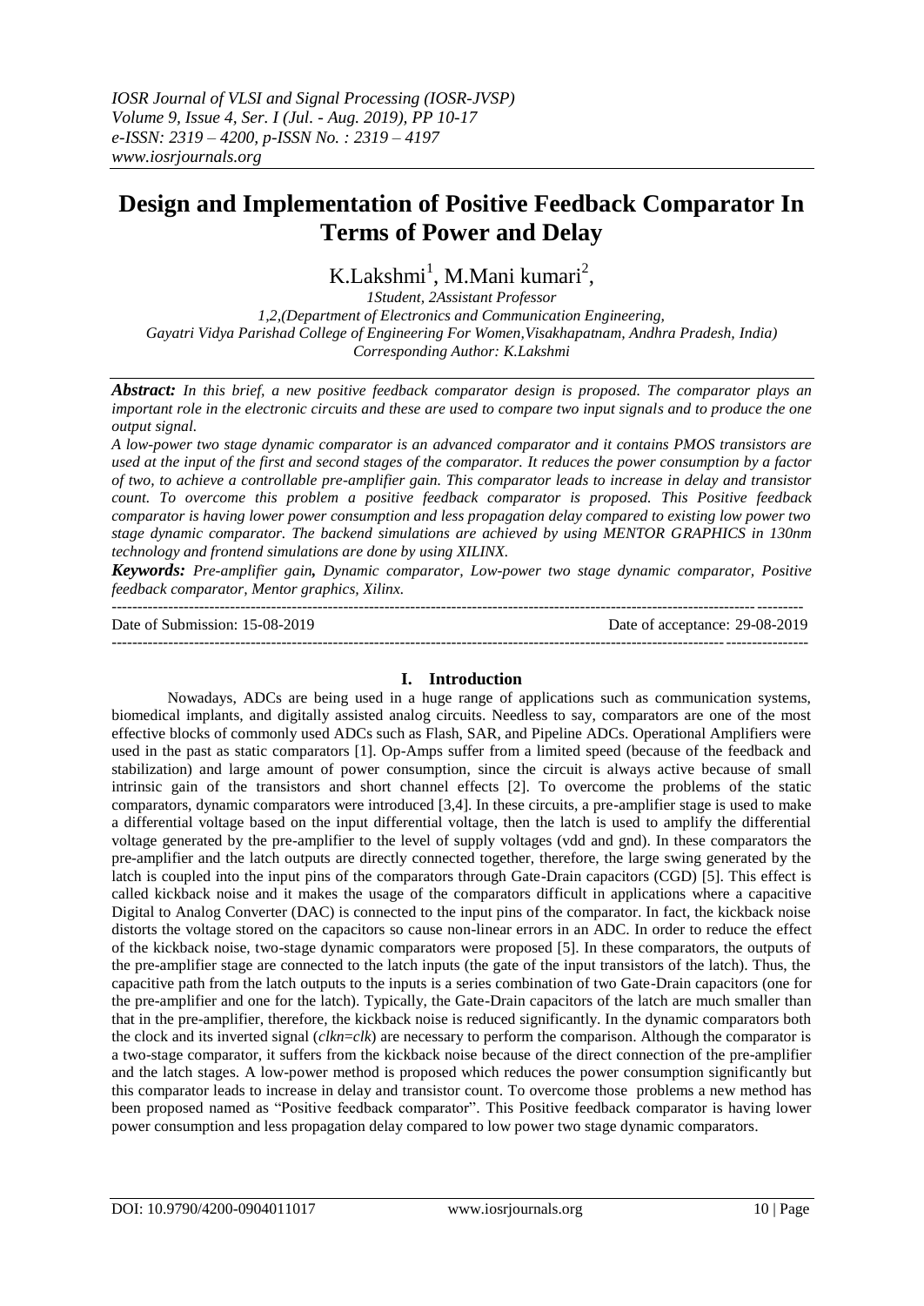# Design and Implementation of Positive Feedback Comparator In Terms of Power and Delay

K.Lakshmi[1], M.Mani kumari[2],

*1Student, 2Assistant Professor*
*1,2,(Department of Electronics and Communication Engineering, Gayatri Vidya Parishad College of Engineering For Women,Visakhapatnam, Andhra Pradesh, India)*
*Corresponding Author: K.Lakshmi*

***Abstract:*** *In this brief, a new positive feedback comparator design is proposed. The comparator plays an important role in the electronic circuits and these are used to compare two input signals and to produce the one output signal.*

*A low-power two stage dynamic comparator is an advanced comparator and it contains PMOS transistors are used at the input of the first and second stages of the comparator. It reduces the power consumption by a factor of two, to achieve a controllable pre-amplifier gain. This comparator leads to increase in delay and transistor count. To overcome this problem a positive feedback comparator is proposed. This Positive feedback comparator is having lower power consumption and less propagation delay compared to existing low power two stage dynamic comparator. The backend simulations are achieved by using MENTOR GRAPHICS in 130nm technology and frontend simulations are done by using XILINX.*

***Keywords:*** *Pre-amplifier gain, Dynamic comparator, Low-power two stage dynamic comparator, Positive feedback comparator, Mentor graphics, Xilinx.*

---

Date of Submission: 15-08-2019 Date of acceptance: 29-08-2019

---

## I. Introduction

Nowadays, ADCs are being used in a huge range of applications such as communication systems, biomedical implants, and digitally assisted analog circuits. Needless to say, comparators are one of the most effective blocks of commonly used ADCs such as Flash, SAR, and Pipeline ADCs. Operational Amplifiers were used in the past as static comparators [1]. Op-Amps suffer from a limited speed (because of the feedback and stabilization) and large amount of power consumption, since the circuit is always active because of small intrinsic gain of the transistors and short channel effects [2]. To overcome the problems of the static comparators, dynamic comparators were introduced [3,4]. In these circuits, a pre-amplifier stage is used to make a differential voltage based on the input differential voltage, then the latch is used to amplify the differential voltage generated by the pre-amplifier to the level of supply voltages (vdd and gnd). In these comparators the pre-amplifier and the latch outputs are directly connected together, therefore, the large swing generated by the latch is coupled into the input pins of the comparators through Gate-Drain capacitors (CGD) [5]. This effect is called kickback noise and it makes the usage of the comparators difficult in applications where a capacitive Digital to Analog Converter (DAC) is connected to the input pins of the comparator. In fact, the kickback noise distorts the voltage stored on the capacitors so cause non-linear errors in an ADC. In order to reduce the effect of the kickback noise, two-stage dynamic comparators were proposed [5]. In these comparators, the outputs of the pre-amplifier stage are connected to the latch inputs (the gate of the input transistors of the latch). Thus, the capacitive path from the latch outputs to the inputs is a series combination of two Gate-Drain capacitors (one for the pre-amplifier and one for the latch). Typically, the Gate-Drain capacitors of the latch are much smaller than that in the pre-amplifier, therefore, the kickback noise is reduced significantly. In the dynamic comparators both the clock and its inverted signal (*clkn=clk*) are necessary to perform the comparison. Although the comparator is a two-stage comparator, it suffers from the kickback noise because of the direct connection of the pre-amplifier and the latch stages. A low-power method is proposed which reduces the power consumption significantly but this comparator leads to increase in delay and transistor count. To overcome those problems a new method has been proposed named as "Positive feedback comparator". This Positive feedback comparator is having lower power consumption and less propagation delay compared to low power two stage dynamic comparators.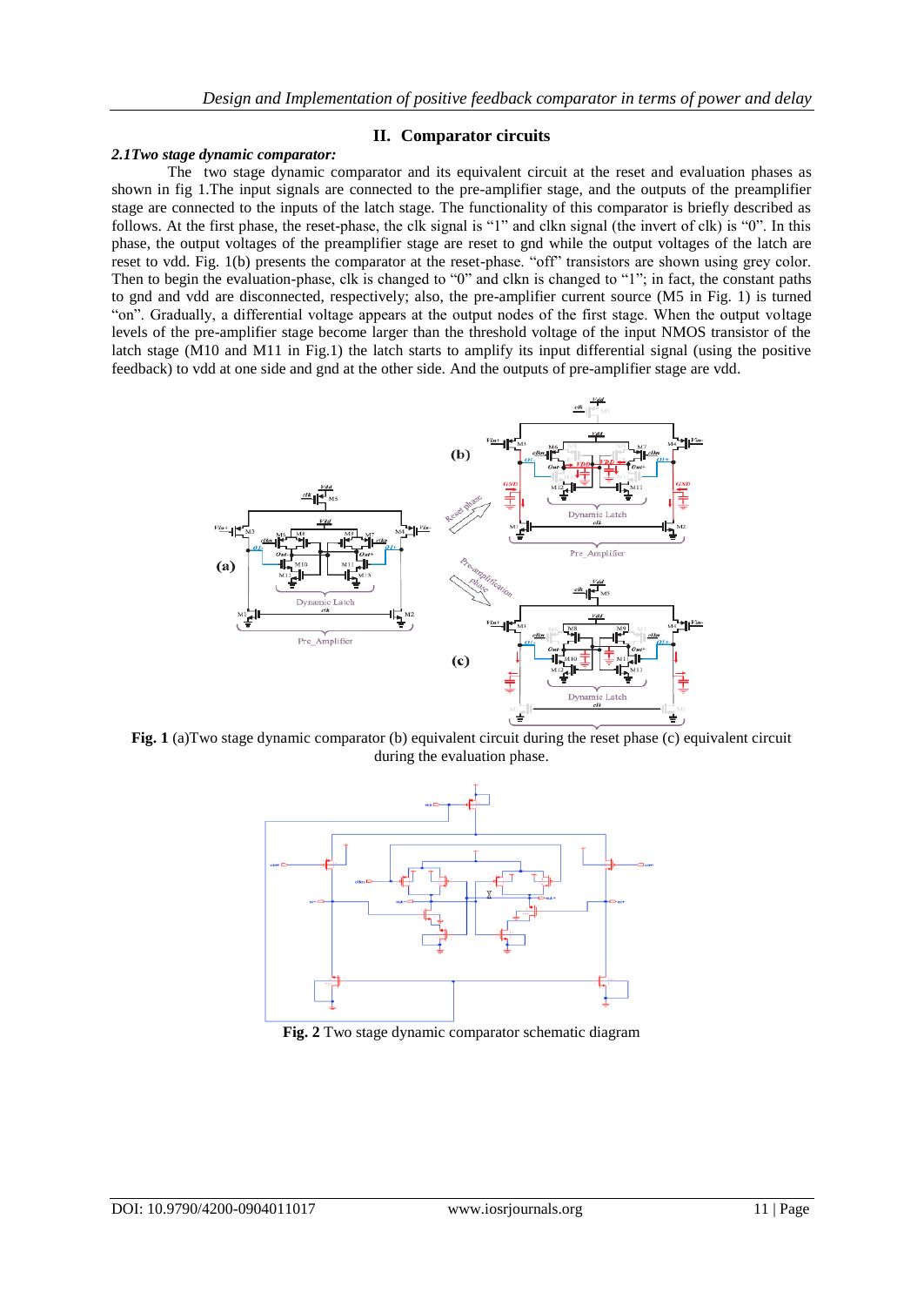## II. Comparator circuits

### *2.1Two stage dynamic comparator:*

The two stage dynamic comparator and its equivalent circuit at the reset and evaluation phases as shown in fig 1.The input signals are connected to the pre-amplifier stage, and the outputs of the preamplifier stage are connected to the inputs of the latch stage. The functionality of this comparator is briefly described as follows. At the first phase, the reset-phase, the clk signal is "1" and clkn signal (the invert of clk) is "0". In this phase, the output voltages of the preamplifier stage are reset to gnd while the output voltages of the latch are reset to vdd. Fig. 1(b) presents the comparator at the reset-phase. "off" transistors are shown using grey color. Then to begin the evaluation-phase, clk is changed to "0" and clkn is changed to "1"; in fact, the constant paths to gnd and vdd are disconnected, respectively; also, the pre-amplifier current source (M5 in Fig. 1) is turned "on". Gradually, a differential voltage appears at the output nodes of the first stage. When the output voltage levels of the pre-amplifier stage become larger than the threshold voltage of the input NMOS transistor of the latch stage (M10 and M11 in Fig.1) the latch starts to amplify its input differential signal (using the positive feedback) to vdd at one side and gnd at the other side. And the outputs of pre-amplifier stage are vdd.

**Fig. 1** (a)Two stage dynamic comparator (b) equivalent circuit during the reset phase (c) equivalent circuit during the evaluation phase.

**Fig. 2** Two stage dynamic comparator schematic diagram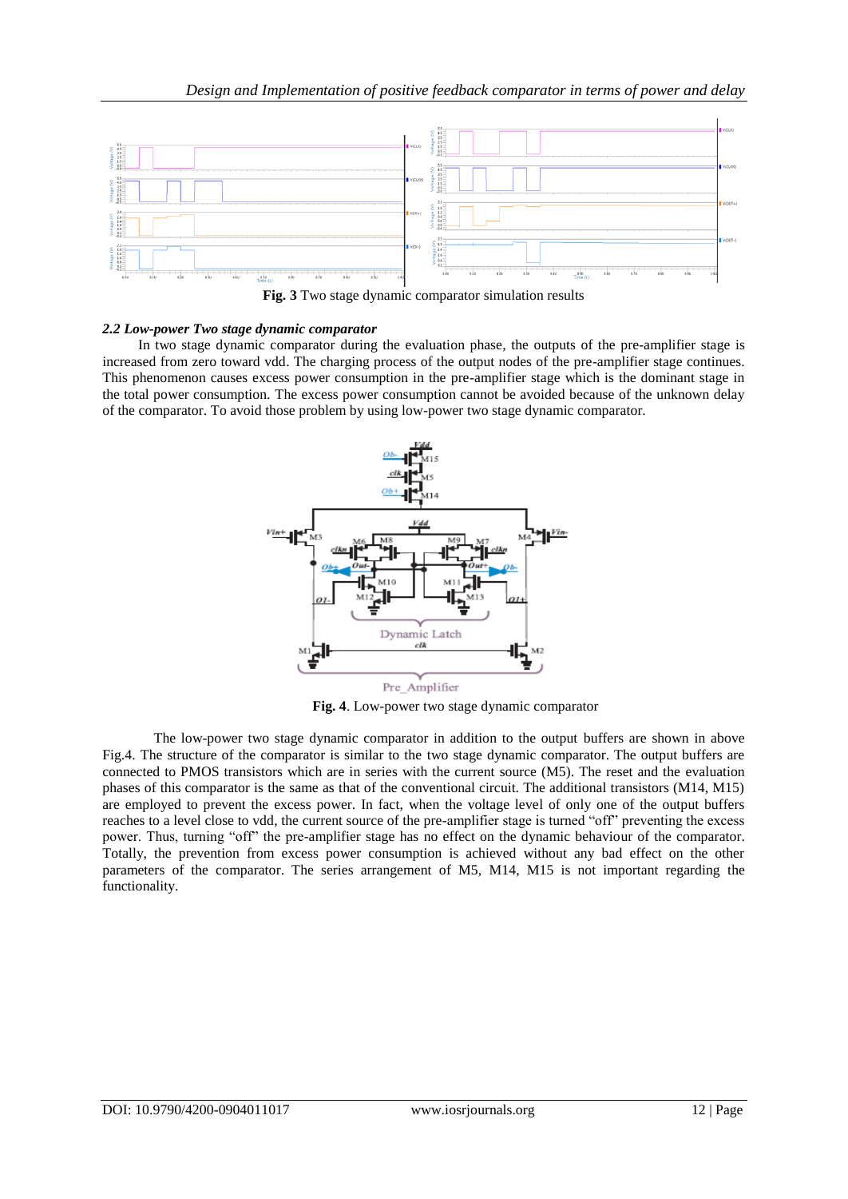**Fig. 3** Two stage dynamic comparator simulation results

### *2.2 Low-power Two stage dynamic comparator*

In two stage dynamic comparator during the evaluation phase, the outputs of the pre-amplifier stage is increased from zero toward vdd. The charging process of the output nodes of the pre-amplifier stage continues. This phenomenon causes excess power consumption in the pre-amplifier stage which is the dominant stage in the total power consumption. The excess power consumption cannot be avoided because of the unknown delay of the comparator. To avoid those problem by using low-power two stage dynamic comparator.

**Fig. 4**. Low-power two stage dynamic comparator

The low-power two stage dynamic comparator in addition to the output buffers are shown in above Fig.4. The structure of the comparator is similar to the two stage dynamic comparator. The output buffers are connected to PMOS transistors which are in series with the current source (M5). The reset and the evaluation phases of this comparator is the same as that of the conventional circuit. The additional transistors (M14, M15) are employed to prevent the excess power. In fact, when the voltage level of only one of the output buffers reaches to a level close to vdd, the current source of the pre-amplifier stage is turned "off" preventing the excess power. Thus, turning "off" the pre-amplifier stage has no effect on the dynamic behaviour of the comparator. Totally, the prevention from excess power consumption is achieved without any bad effect on the other parameters of the comparator. The series arrangement of M5, M14, M15 is not important regarding the functionality.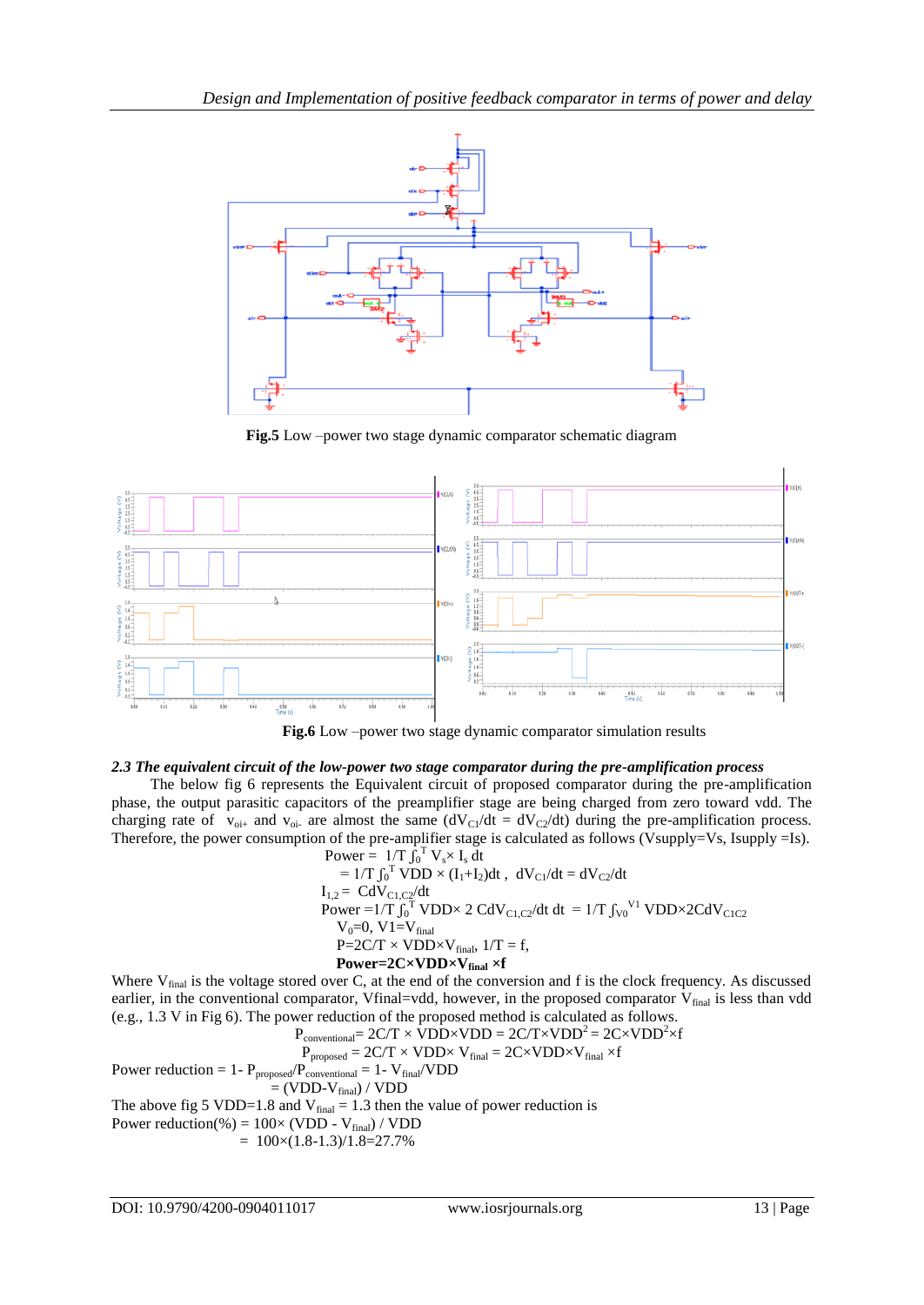**Fig.5** Low –power two stage dynamic comparator schematic diagram

**Fig.6** Low –power two stage dynamic comparator simulation results

### *2.3 The equivalent circuit of the low-power two stage comparator during the pre-amplification process*

The below fig 6 represents the Equivalent circuit of proposed comparator during the pre-amplification phase, the output parasitic capacitors of the preamplifier stage are being charged from zero toward vdd. The charging rate of $v_{oi+}$ and $v_{oi-}$ are almost the same ($dV_{C1}/dt = dV_{C2}/dt$) during the pre-amplification process. Therefore, the power consumption of the pre-amplifier stage is calculated as follows (Vsupply=Vs, Isupply =Is).

$$\text{Power} = 1/T \int_0^T V_s \times I_s \, dt$$

$$= 1/T \int_0^T \text{VDD} \times (I_1+I_2)dt, \quad dV_{C1}/dt = dV_{C2}/dt$$

$$I_{1,2} = CdV_{C1,C2}/dt$$

$$\text{Power} = 1/T \int_0^T \text{VDD} \times 2\, CdV_{C1,C2}/dt \, dt = 1/T \int_{V0}^{V1} \text{VDD} \times 2CdV_{C1C2}$$

$$V_0=0,\ V1=V_{final}$$

$$P=2C/T \times \text{VDD} \times V_{final},\ 1/T = f,$$

$$\textbf{Power}=\mathbf{2C \times VDD \times V_{final} \times f}$$

Where $V_{final}$ is the voltage stored over C, at the end of the conversion and f is the clock frequency. As discussed earlier, in the conventional comparator, Vfinal=vdd, however, in the proposed comparator $V_{final}$ is less than vdd (e.g., 1.3 V in Fig 6). The power reduction of the proposed method is calculated as follows.

$$P_{conventional}= 2C/T \times \text{VDD} \times \text{VDD} = 2C/T \times \text{VDD}^2 = 2C \times \text{VDD}^2 \times f$$

$$P_{proposed} = 2C/T \times \text{VDD} \times V_{final} = 2C \times \text{VDD} \times V_{final} \times f$$

$$\text{Power reduction} = 1- P_{proposed}/P_{conventional} = 1- V_{final}/\text{VDD}$$

$$= (\text{VDD}-V_{final}) / \text{VDD}$$

The above fig 5 VDD=1.8 and $V_{final}$ = 1.3 then the value of power reduction is

$$\text{Power reduction}(\%) = 100 \times (\text{VDD} - V_{final}) / \text{VDD}$$

$$= 100 \times (1.8-1.3)/1.8=27.7\%$$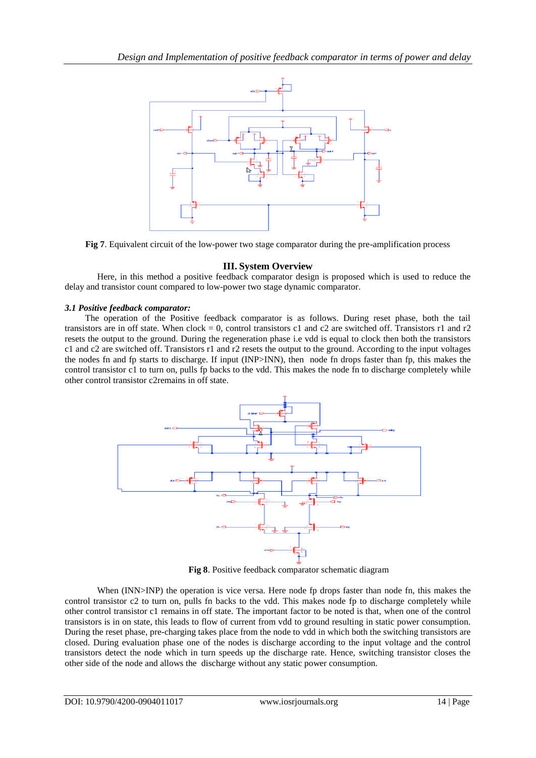**Fig 7**. Equivalent circuit of the low-power two stage comparator during the pre-amplification process

## III. System Overview

Here, in this method a positive feedback comparator design is proposed which is used to reduce the delay and transistor count compared to low-power two stage dynamic comparator.

### *3.1 Positive feedback comparator:*

The operation of the Positive feedback comparator is as follows. During reset phase, both the tail transistors are in off state. When clock = 0, control transistors c1 and c2 are switched off. Transistors r1 and r2 resets the output to the ground. During the regeneration phase i.e vdd is equal to clock then both the transistors c1 and c2 are switched off. Transistors r1 and r2 resets the output to the ground. According to the input voltages the nodes fn and fp starts to discharge. If input (INP>INN), then node fn drops faster than fp, this makes the control transistor c1 to turn on, pulls fp backs to the vdd. This makes the node fn to discharge completely while other control transistor c2remains in off state.

**Fig 8**. Positive feedback comparator schematic diagram

When (INN>INP) the operation is vice versa. Here node fp drops faster than node fn, this makes the control transistor c2 to turn on, pulls fn backs to the vdd. This makes node fp to discharge completely while other control transistor c1 remains in off state. The important factor to be noted is that, when one of the control transistors is in on state, this leads to flow of current from vdd to ground resulting in static power consumption. During the reset phase, pre-charging takes place from the node to vdd in which both the switching transistors are closed. During evaluation phase one of the nodes is discharge according to the input voltage and the control transistors detect the node which in turn speeds up the discharge rate. Hence, switching transistor closes the other side of the node and allows the discharge without any static power consumption.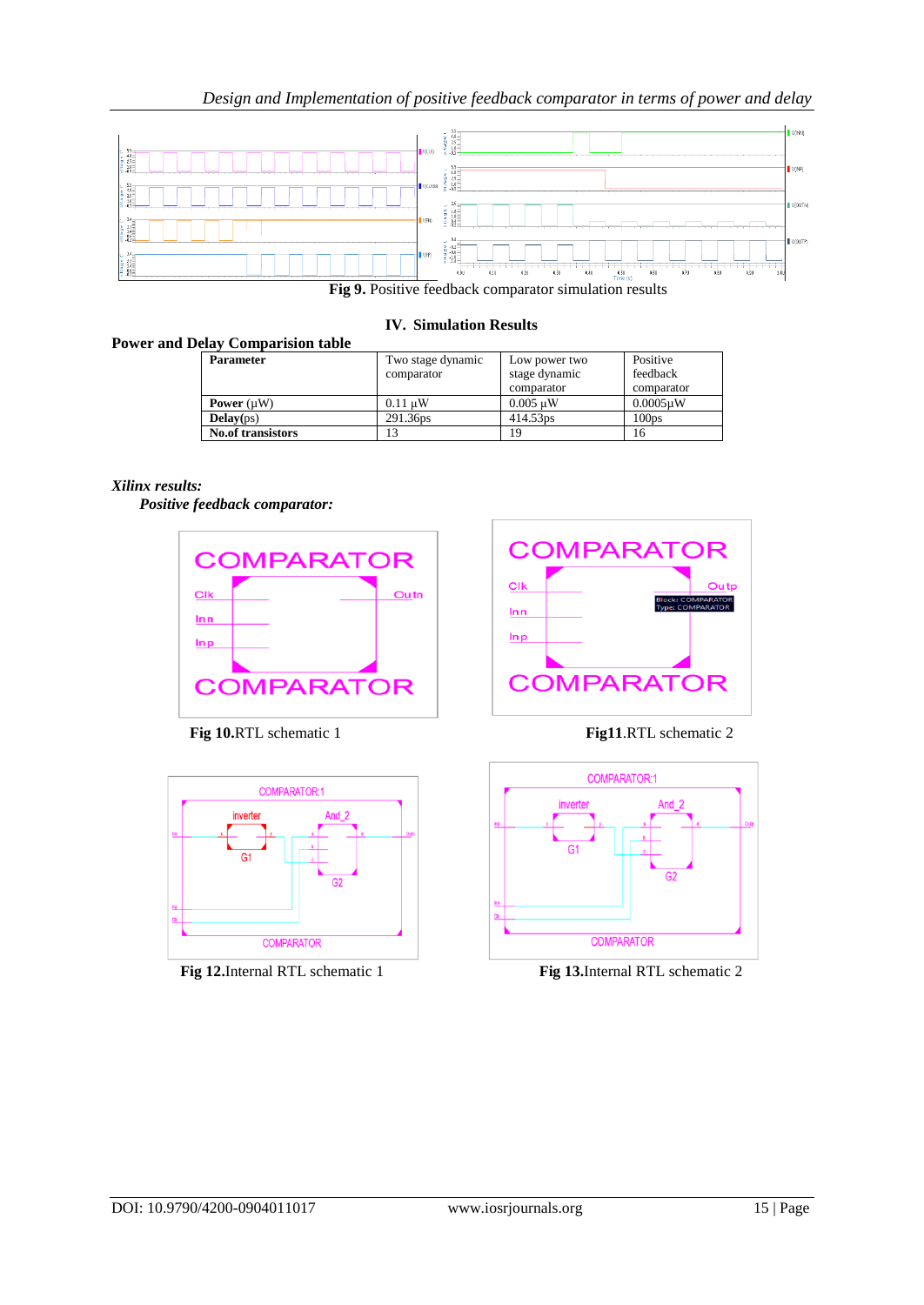Fig 9. Positive feedback comparator simulation results

## IV. Simulation Results

**Power and Delay Comparision table**

| Parameter | Two stage dynamic comparator | Low power two stage dynamic comparator | Positive feedback comparator |
|---|---|---|---|
| **Power** (μW) | 0.11 μW | 0.005 μW | 0.0005μW |
| **Delay**(ps) | 291.36ps | 414.53ps | 100ps |
| **No.of transistors** | 13 | 19 | 16 |

***Xilinx results:***

***Positive feedback comparator:***

**Fig 10.**RTL schematic 1

**Fig11**.RTL schematic 2

**Fig 12.**Internal RTL schematic 1

**Fig 13.**Internal RTL schematic 2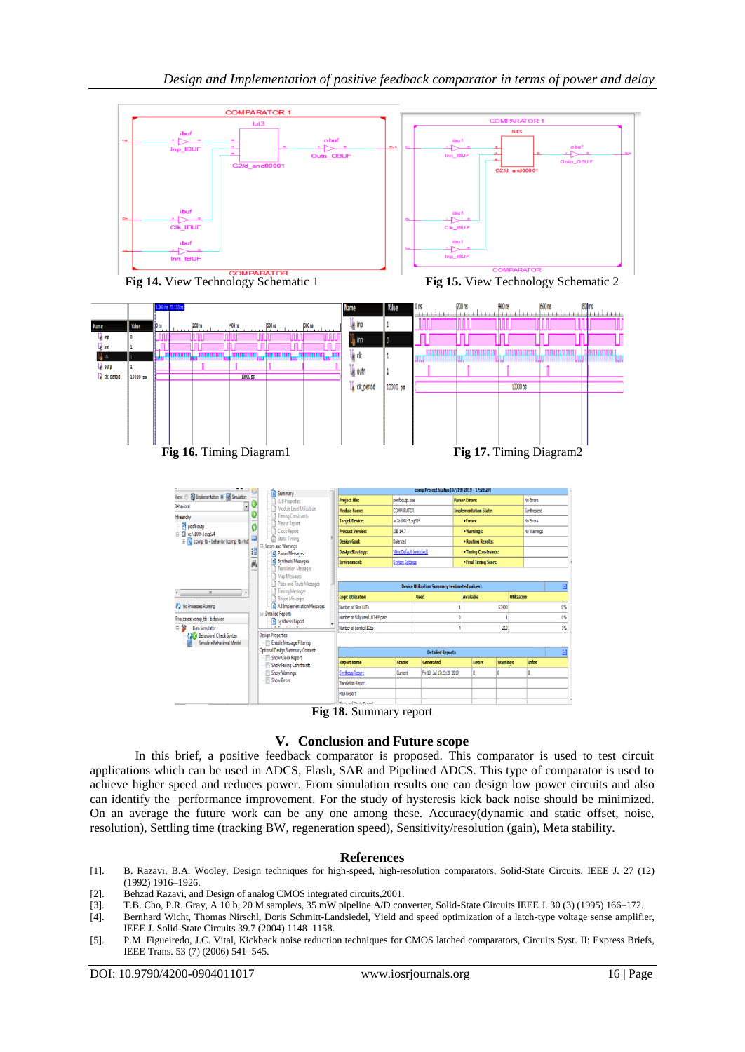**Fig 14.** View Technology Schematic 1

**Fig 15.** View Technology Schematic 2

**Fig 16.** Timing Diagram1

**Fig 17.** Timing Diagram2

**Fig 18.** Summary report

## V. Conclusion and Future scope

In this brief, a positive feedback comparator is proposed. This comparator is used to test circuit applications which can be used in ADCS, Flash, SAR and Pipelined ADCS. This type of comparator is used to achieve higher speed and reduces power. From simulation results one can design low power circuits and also can identify the performance improvement. For the study of hysteresis kick back noise should be minimized. On an average the future work can be any one among these. Accuracy(dynamic and static offset, noise, resolution), Settling time (tracking BW, regeneration speed), Sensitivity/resolution (gain), Meta stability.

## References

[1]. B. Razavi, B.A. Wooley, Design techniques for high-speed, high-resolution comparators, Solid-State Circuits, IEEE J. 27 (12) (1992) 1916–1926.

[2]. Behzad Razavi, and Design of analog CMOS integrated circuits,2001.

[3]. T.B. Cho, P.R. Gray, A 10 b, 20 M sample/s, 35 mW pipeline A/D converter, Solid-State Circuits IEEE J. 30 (3) (1995) 166–172.

[4]. Bernhard Wicht, Thomas Nirschl, Doris Schmitt-Landsiedel, Yield and speed optimization of a latch-type voltage sense amplifier, IEEE J. Solid-State Circuits 39.7 (2004) 1148–1158.

[5]. P.M. Figueiredo, J.C. Vital, Kickback noise reduction techniques for CMOS latched comparators, Circuits Syst. II: Express Briefs, IEEE Trans. 53 (7) (2006) 541–545.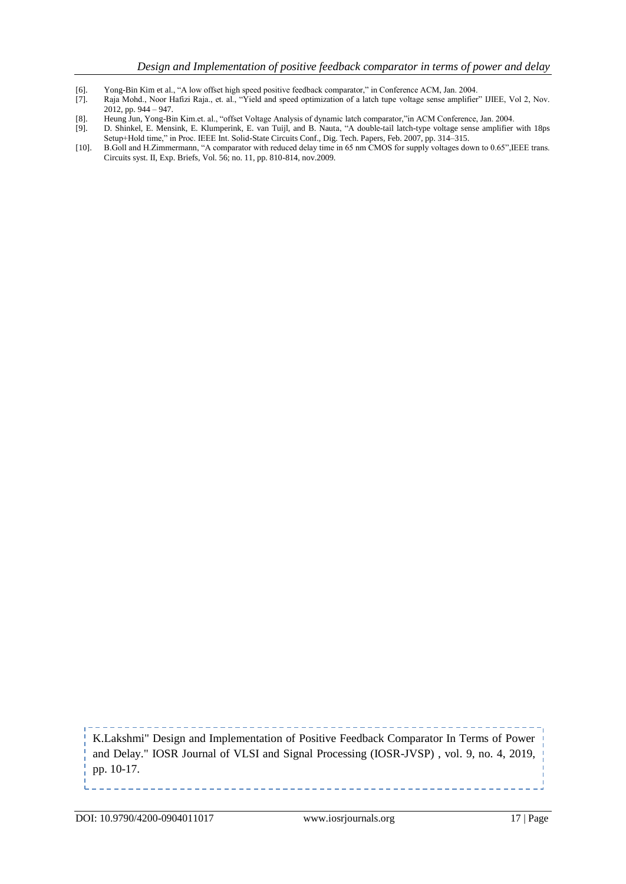[6]. Yong-Bin Kim et al., "A low offset high speed positive feedback comparator," in Conference ACM, Jan. 2004.

[7]. Raja Mohd., Noor Hafizi Raja., et. al., "Yield and speed optimization of a latch tupe voltage sense amplifier" IJIEE, Vol 2, Nov. 2012, pp. 944 – 947.

[8]. Heung Jun, Yong-Bin Kim.et. al., "offset Voltage Analysis of dynamic latch comparator,"in ACM Conference, Jan. 2004.

[9]. D. Shinkel, E. Mensink, E. Klumperink, E. van Tuijl, and B. Nauta, "A double-tail latch-type voltage sense amplifier with 18ps Setup+Hold time," in Proc. IEEE Int. Solid-State Circuits Conf., Dig. Tech. Papers, Feb. 2007, pp. 314–315.

[10]. B.Goll and H.Zimmermann, "A comparator with reduced delay time in 65 nm CMOS for supply voltages down to 0.65",IEEE trans. Circuits syst. II, Exp. Briefs, Vol. 56; no. 11, pp. 810-814, nov.2009.

K.Lakshmi" Design and Implementation of Positive Feedback Comparator In Terms of Power and Delay." IOSR Journal of VLSI and Signal Processing (IOSR-JVSP) , vol. 9, no. 4, 2019, pp. 10-17.